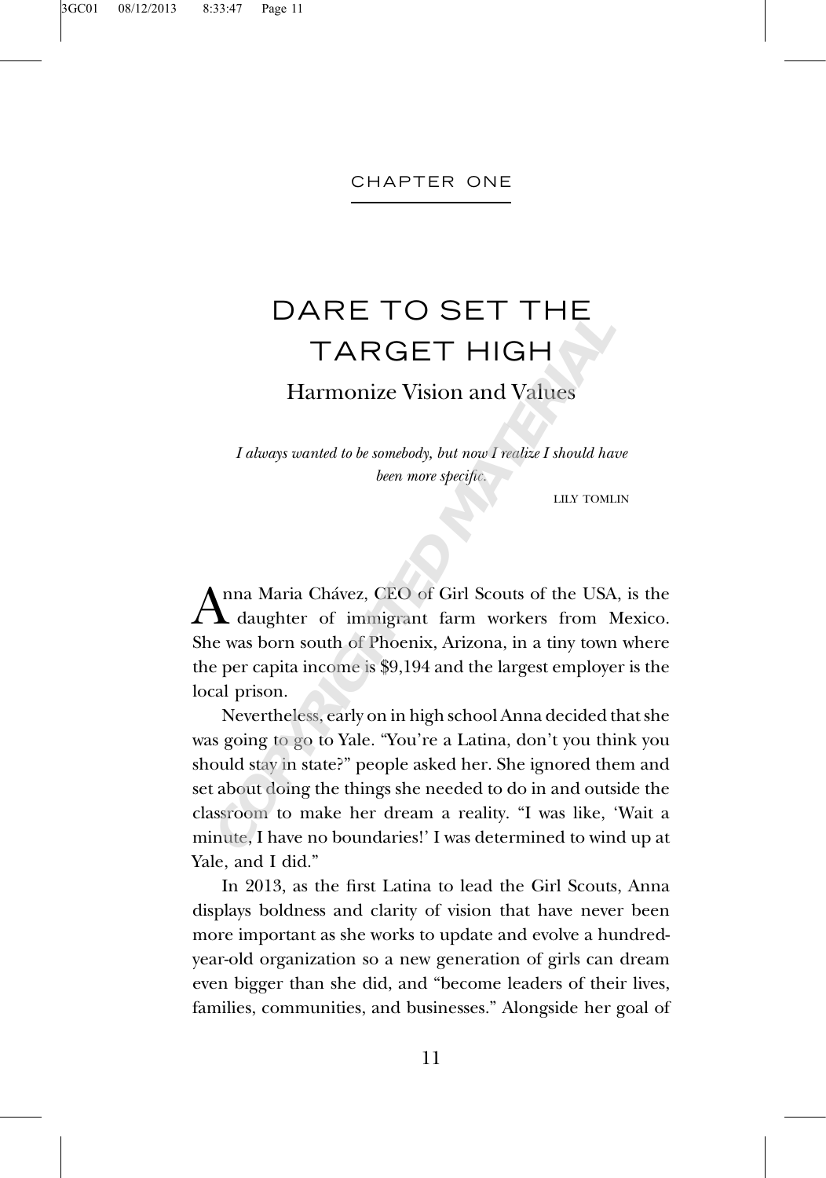CHAPTER ONE

# DARE TO SET THE TARGET HIGH

## Harmonize Vision and Values

*I always wanted to be somebody, but now I realize I should have been more specific.*

LILY TOMLIN

Anna Maria Chávez, CEO of Girl Scouts of the USA, is the daughter of immigrant farm workers from Mexico. She was born south of Phoenix, Arizona, in a tiny town where the per capita income is $9,194 and the largest employer is the local prison.

Nevertheless, early on in high school Anna decided that she was going to go to Yale. "You're a Latina, don't you think you should stay in state?" people asked her. She ignored them and set about doing the things she needed to do in and outside the classroom to make her dream a reality. "I was like, 'Wait a minute, I have no boundaries!' I was determined to wind up at Yale, and I did."

In 2013, as the first Latina to lead the Girl Scouts, Anna displays boldness and clarity of vision that have never been more important as she works to update and evolve a hundred-year-old organization so a new generation of girls can dream even bigger than she did, and "become leaders of their lives, families, communities, and businesses." Alongside her goal of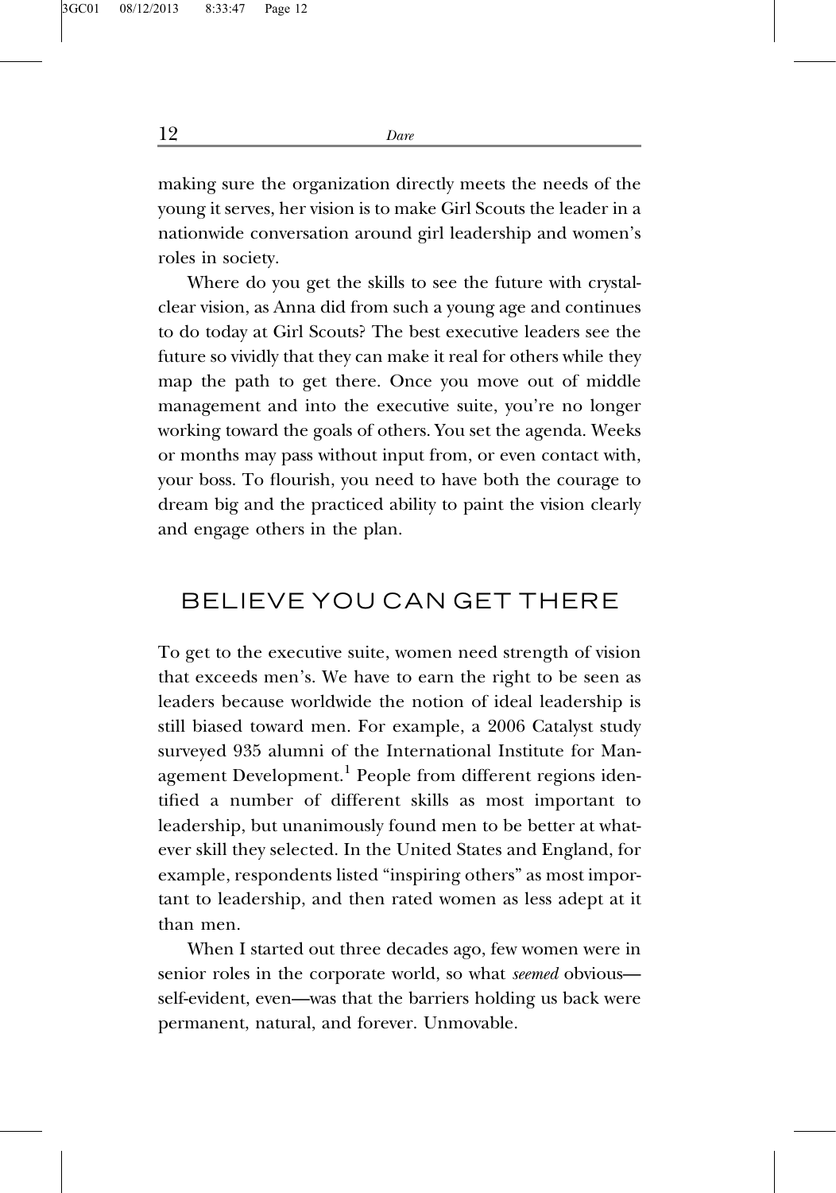making sure the organization directly meets the needs of the young it serves, her vision is to make Girl Scouts the leader in a nationwide conversation around girl leadership and women's roles in society.

Where do you get the skills to see the future with crystal-clear vision, as Anna did from such a young age and continues to do today at Girl Scouts? The best executive leaders see the future so vividly that they can make it real for others while they map the path to get there. Once you move out of middle management and into the executive suite, you're no longer working toward the goals of others. You set the agenda. Weeks or months may pass without input from, or even contact with, your boss. To flourish, you need to have both the courage to dream big and the practiced ability to paint the vision clearly and engage others in the plan.

## BELIEVE YOU CAN GET THERE

To get to the executive suite, women need strength of vision that exceeds men's. We have to earn the right to be seen as leaders because worldwide the notion of ideal leadership is still biased toward men. For example, a 2006 Catalyst study surveyed 935 alumni of the International Institute for Management Development.[1] People from different regions identified a number of different skills as most important to leadership, but unanimously found men to be better at whatever skill they selected. In the United States and England, for example, respondents listed "inspiring others" as most important to leadership, and then rated women as less adept at it than men.

When I started out three decades ago, few women were in senior roles in the corporate world, so what *seemed* obvious—self-evident, even—was that the barriers holding us back were permanent, natural, and forever. Unmovable.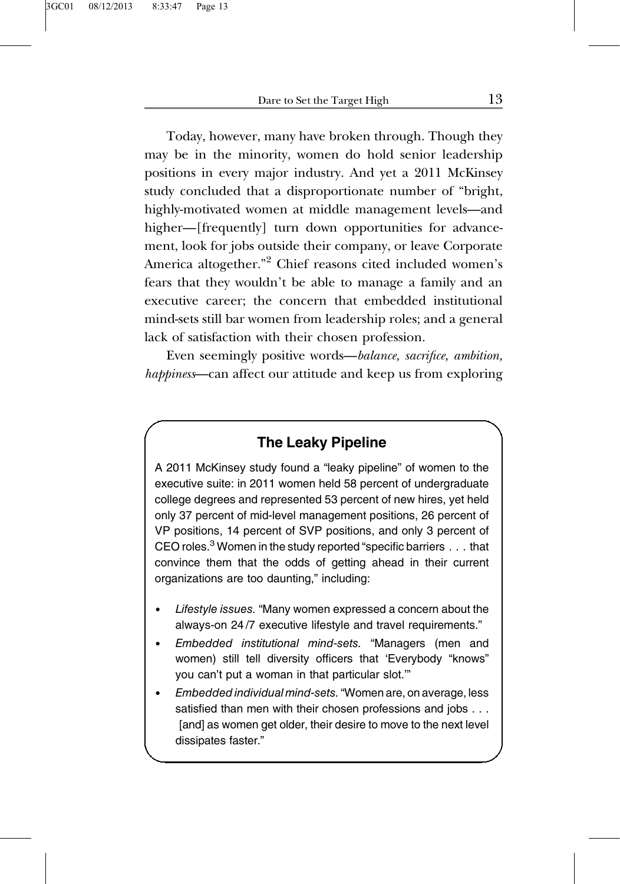Today, however, many have broken through. Though they may be in the minority, women do hold senior leadership positions in every major industry. And yet a 2011 McKinsey study concluded that a disproportionate number of "bright, highly-motivated women at middle management levels—and higher—[frequently] turn down opportunities for advancement, look for jobs outside their company, or leave Corporate America altogether."[2] Chief reasons cited included women's fears that they wouldn't be able to manage a family and an executive career; the concern that embedded institutional mind-sets still bar women from leadership roles; and a general lack of satisfaction with their chosen profession.

Even seemingly positive words—*balance, sacrifice, ambition, happiness*—can affect our attitude and keep us from exploring

### The Leaky Pipeline

A 2011 McKinsey study found a "leaky pipeline" of women to the executive suite: in 2011 women held 58 percent of undergraduate college degrees and represented 53 percent of new hires, yet held only 37 percent of mid-level management positions, 26 percent of VP positions, 14 percent of SVP positions, and only 3 percent of CEO roles.[3] Women in the study reported "specific barriers . . . that convince them that the odds of getting ahead in their current organizations are too daunting," including:

- *Lifestyle issues.* "Many women expressed a concern about the always-on 24/7 executive lifestyle and travel requirements."
- *Embedded institutional mind-sets.* "Managers (men and women) still tell diversity officers that 'Everybody "knows" you can't put a woman in that particular slot.'"
- *Embedded individual mind-sets.* "Women are, on average, less satisfied than men with their chosen professions and jobs . . . [and] as women get older, their desire to move to the next level dissipates faster."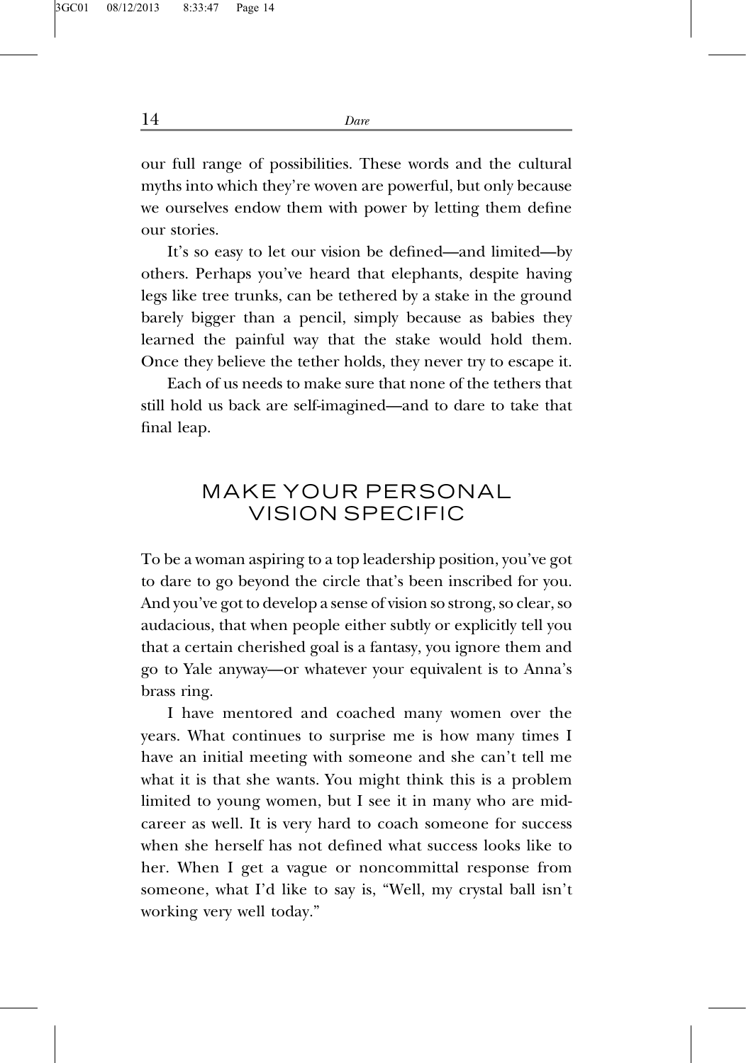our full range of possibilities. These words and the cultural myths into which they're woven are powerful, but only because we ourselves endow them with power by letting them define our stories.

It's so easy to let our vision be defined—and limited—by others. Perhaps you've heard that elephants, despite having legs like tree trunks, can be tethered by a stake in the ground barely bigger than a pencil, simply because as babies they learned the painful way that the stake would hold them. Once they believe the tether holds, they never try to escape it.

Each of us needs to make sure that none of the tethers that still hold us back are self-imagined—and to dare to take that final leap.

## MAKE YOUR PERSONAL VISION SPECIFIC

To be a woman aspiring to a top leadership position, you've got to dare to go beyond the circle that's been inscribed for you. And you've got to develop a sense of vision so strong, so clear, so audacious, that when people either subtly or explicitly tell you that a certain cherished goal is a fantasy, you ignore them and go to Yale anyway—or whatever your equivalent is to Anna's brass ring.

I have mentored and coached many women over the years. What continues to surprise me is how many times I have an initial meeting with someone and she can't tell me what it is that she wants. You might think this is a problem limited to young women, but I see it in many who are mid-career as well. It is very hard to coach someone for success when she herself has not defined what success looks like to her. When I get a vague or noncommittal response from someone, what I'd like to say is, "Well, my crystal ball isn't working very well today."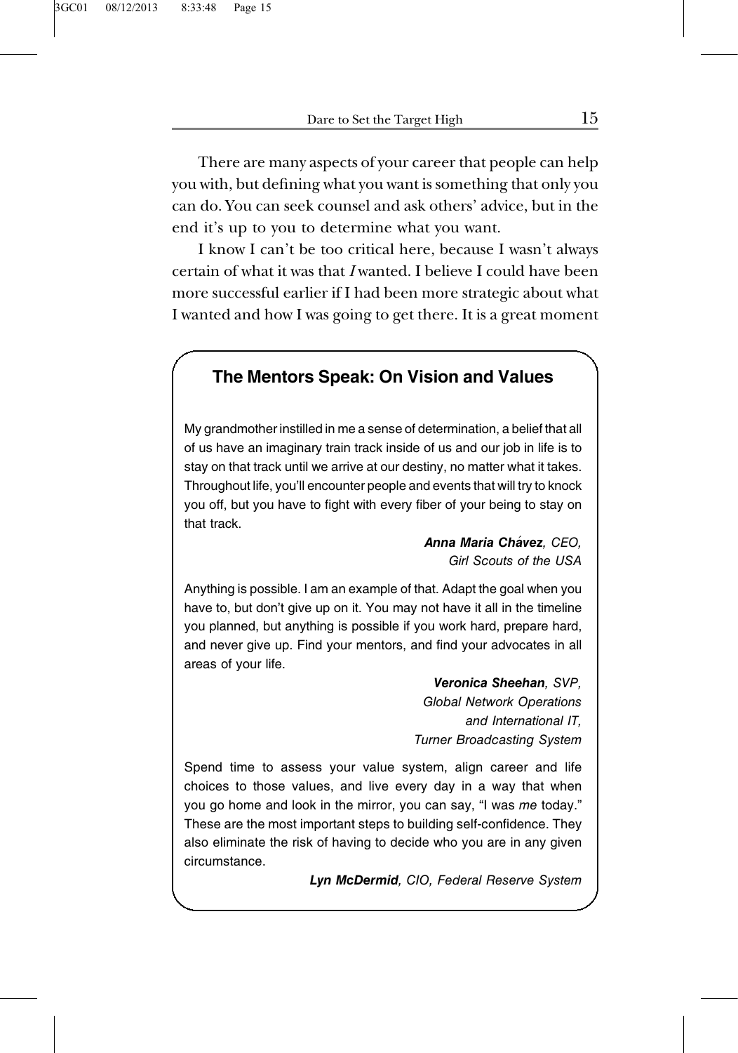There are many aspects of your career that people can help you with, but defining what you want is something that only you can do. You can seek counsel and ask others' advice, but in the end it's up to you to determine what you want.

I know I can't be too critical here, because I wasn't always certain of what it was that *I* wanted. I believe I could have been more successful earlier if I had been more strategic about what I wanted and how I was going to get there. It is a great moment

> ### The Mentors Speak: On Vision and Values
>
> My grandmother instilled in me a sense of determination, a belief that all of us have an imaginary train track inside of us and our job in life is to stay on that track until we arrive at our destiny, no matter what it takes. Throughout life, you'll encounter people and events that will try to knock you off, but you have to fight with every fiber of your being to stay on that track.
>
> ***Anna Maria Chávez**, CEO, Girl Scouts of the USA*
>
> Anything is possible. I am an example of that. Adapt the goal when you have to, but don't give up on it. You may not have it all in the timeline you planned, but anything is possible if you work hard, prepare hard, and never give up. Find your mentors, and find your advocates in all areas of your life.
>
> ***Veronica Sheehan**, SVP, Global Network Operations and International IT, Turner Broadcasting System*
>
> Spend time to assess your value system, align career and life choices to those values, and live every day in a way that when you go home and look in the mirror, you can say, "I was *me* today." These are the most important steps to building self-confidence. They also eliminate the risk of having to decide who you are in any given circumstance.
>
> ***Lyn McDermid**, CIO, Federal Reserve System*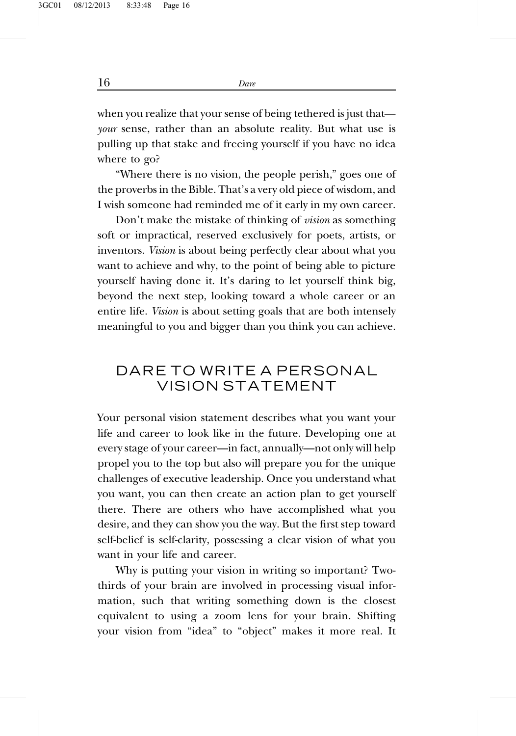when you realize that your sense of being tethered is just that—*your* sense, rather than an absolute reality. But what use is pulling up that stake and freeing yourself if you have no idea where to go?

"Where there is no vision, the people perish," goes one of the proverbs in the Bible. That's a very old piece of wisdom, and I wish someone had reminded me of it early in my own career.

Don't make the mistake of thinking of *vision* as something soft or impractical, reserved exclusively for poets, artists, or inventors. *Vision* is about being perfectly clear about what you want to achieve and why, to the point of being able to picture yourself having done it. It's daring to let yourself think big, beyond the next step, looking toward a whole career or an entire life. *Vision* is about setting goals that are both intensely meaningful to you and bigger than you think you can achieve.

## DARE TO WRITE A PERSONAL VISION STATEMENT

Your personal vision statement describes what you want your life and career to look like in the future. Developing one at every stage of your career—in fact, annually—not only will help propel you to the top but also will prepare you for the unique challenges of executive leadership. Once you understand what you want, you can then create an action plan to get yourself there. There are others who have accomplished what you desire, and they can show you the way. But the first step toward self-belief is self-clarity, possessing a clear vision of what you want in your life and career.

Why is putting your vision in writing so important? Two-thirds of your brain are involved in processing visual information, such that writing something down is the closest equivalent to using a zoom lens for your brain. Shifting your vision from "idea" to "object" makes it more real. It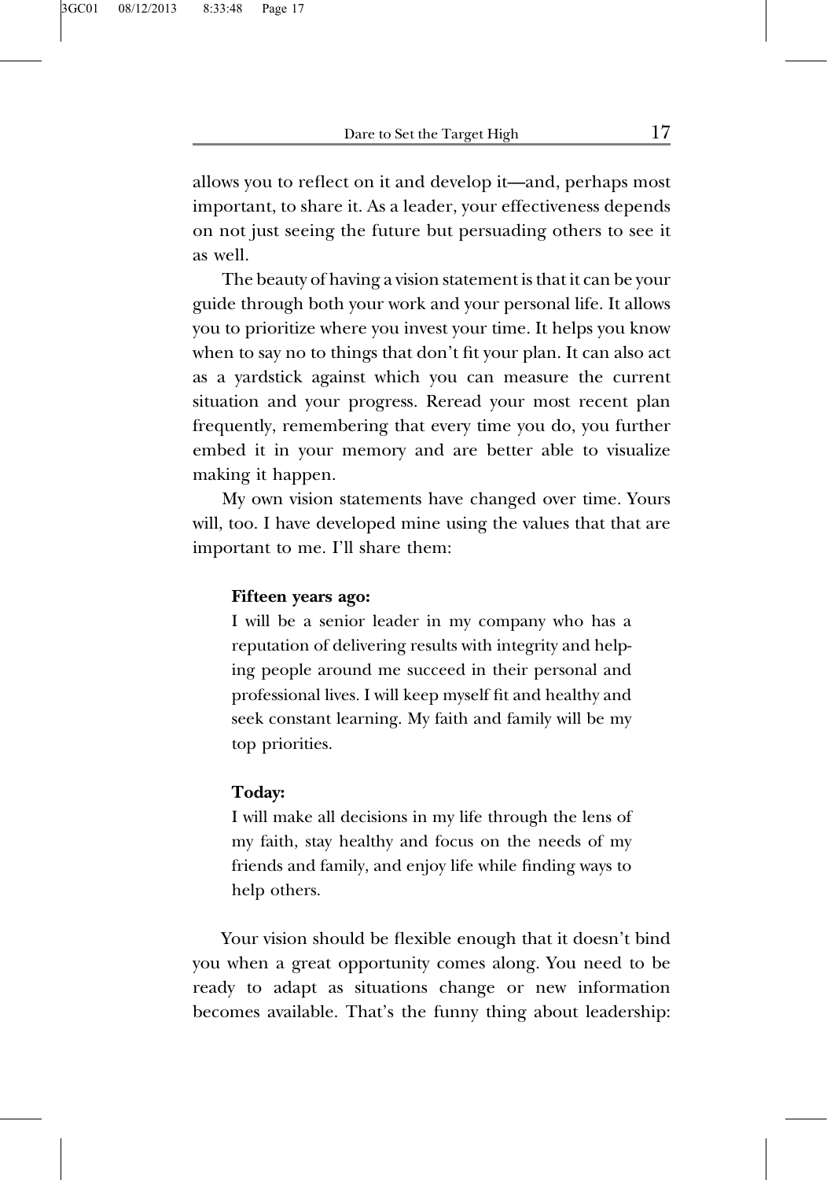allows you to reflect on it and develop it—and, perhaps most important, to share it. As a leader, your effectiveness depends on not just seeing the future but persuading others to see it as well.

The beauty of having a vision statement is that it can be your guide through both your work and your personal life. It allows you to prioritize where you invest your time. It helps you know when to say no to things that don't fit your plan. It can also act as a yardstick against which you can measure the current situation and your progress. Reread your most recent plan frequently, remembering that every time you do, you further embed it in your memory and are better able to visualize making it happen.

My own vision statements have changed over time. Yours will, too. I have developed mine using the values that that are important to me. I'll share them:

> **Fifteen years ago:**
> I will be a senior leader in my company who has a reputation of delivering results with integrity and helping people around me succeed in their personal and professional lives. I will keep myself fit and healthy and seek constant learning. My faith and family will be my top priorities.
>
> **Today:**
> I will make all decisions in my life through the lens of my faith, stay healthy and focus on the needs of my friends and family, and enjoy life while finding ways to help others.

Your vision should be flexible enough that it doesn't bind you when a great opportunity comes along. You need to be ready to adapt as situations change or new information becomes available. That's the funny thing about leadership: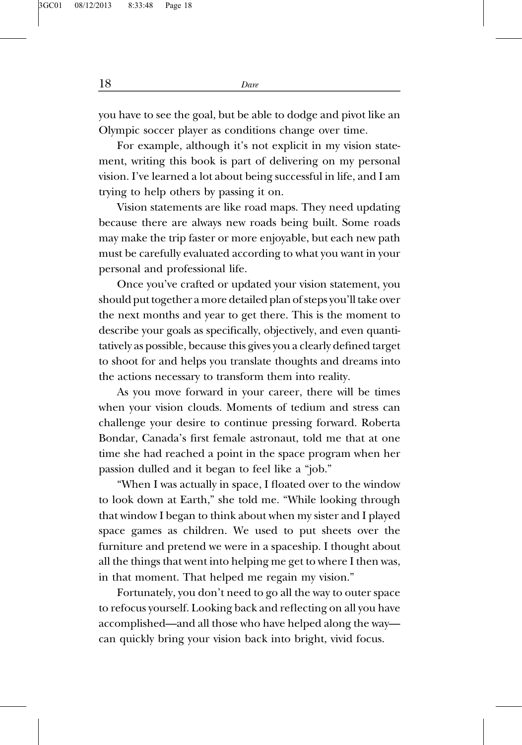you have to see the goal, but be able to dodge and pivot like an Olympic soccer player as conditions change over time.

For example, although it's not explicit in my vision statement, writing this book is part of delivering on my personal vision. I've learned a lot about being successful in life, and I am trying to help others by passing it on.

Vision statements are like road maps. They need updating because there are always new roads being built. Some roads may make the trip faster or more enjoyable, but each new path must be carefully evaluated according to what you want in your personal and professional life.

Once you've crafted or updated your vision statement, you should put together a more detailed plan of steps you'll take over the next months and year to get there. This is the moment to describe your goals as specifically, objectively, and even quantitatively as possible, because this gives you a clearly defined target to shoot for and helps you translate thoughts and dreams into the actions necessary to transform them into reality.

As you move forward in your career, there will be times when your vision clouds. Moments of tedium and stress can challenge your desire to continue pressing forward. Roberta Bondar, Canada's first female astronaut, told me that at one time she had reached a point in the space program when her passion dulled and it began to feel like a "job."

"When I was actually in space, I floated over to the window to look down at Earth," she told me. "While looking through that window I began to think about when my sister and I played space games as children. We used to put sheets over the furniture and pretend we were in a spaceship. I thought about all the things that went into helping me get to where I then was, in that moment. That helped me regain my vision."

Fortunately, you don't need to go all the way to outer space to refocus yourself. Looking back and reflecting on all you have accomplished—and all those who have helped along the way—can quickly bring your vision back into bright, vivid focus.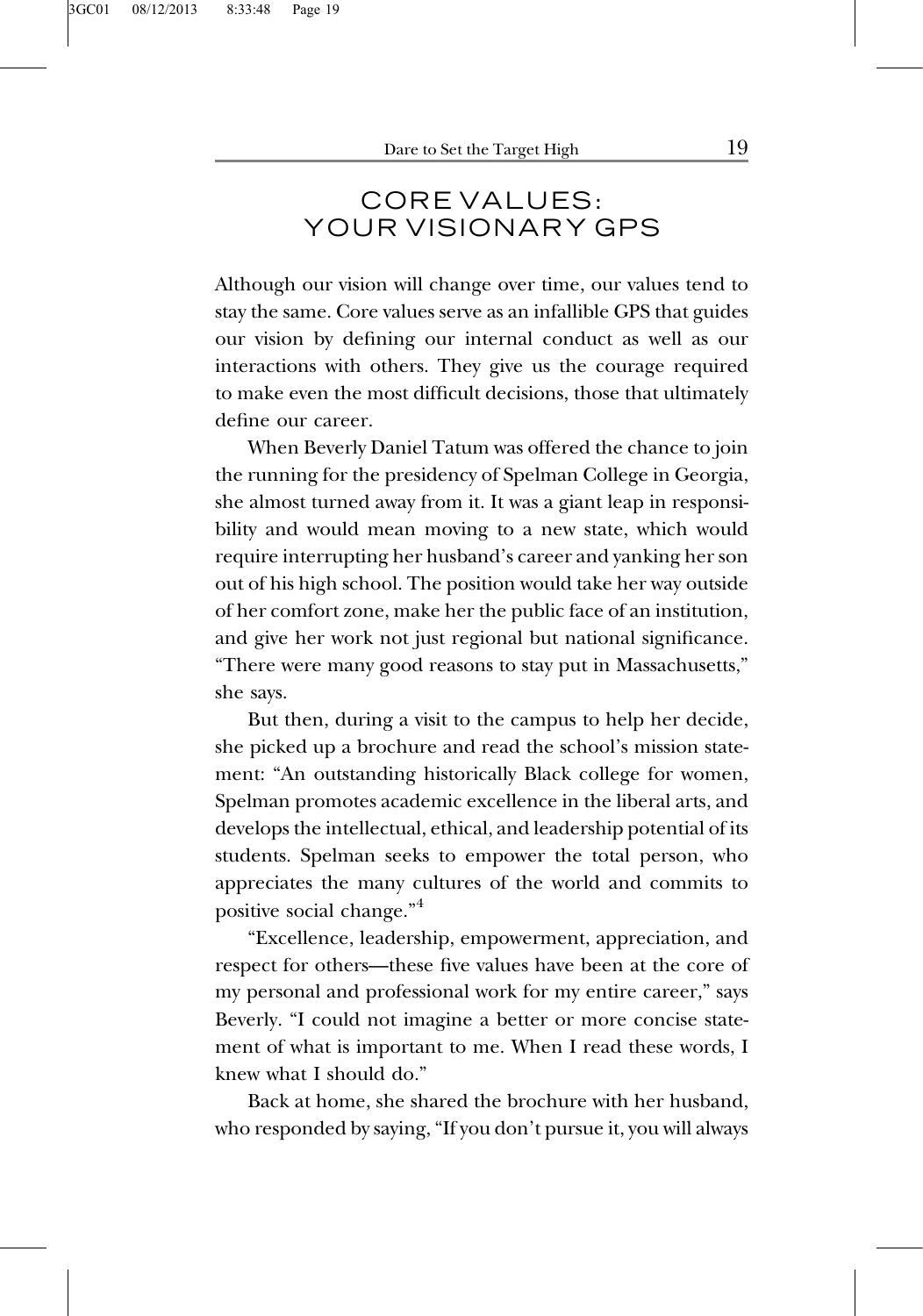## CORE VALUES: YOUR VISIONARY GPS

Although our vision will change over time, our values tend to stay the same. Core values serve as an infallible GPS that guides our vision by defining our internal conduct as well as our interactions with others. They give us the courage required to make even the most difficult decisions, those that ultimately define our career.

When Beverly Daniel Tatum was offered the chance to join the running for the presidency of Spelman College in Georgia, she almost turned away from it. It was a giant leap in responsibility and would mean moving to a new state, which would require interrupting her husband's career and yanking her son out of his high school. The position would take her way outside of her comfort zone, make her the public face of an institution, and give her work not just regional but national significance. "There were many good reasons to stay put in Massachusetts," she says.

But then, during a visit to the campus to help her decide, she picked up a brochure and read the school's mission statement: "An outstanding historically Black college for women, Spelman promotes academic excellence in the liberal arts, and develops the intellectual, ethical, and leadership potential of its students. Spelman seeks to empower the total person, who appreciates the many cultures of the world and commits to positive social change."[4]

"Excellence, leadership, empowerment, appreciation, and respect for others—these five values have been at the core of my personal and professional work for my entire career," says Beverly. "I could not imagine a better or more concise statement of what is important to me. When I read these words, I knew what I should do."

Back at home, she shared the brochure with her husband, who responded by saying, "If you don't pursue it, you will always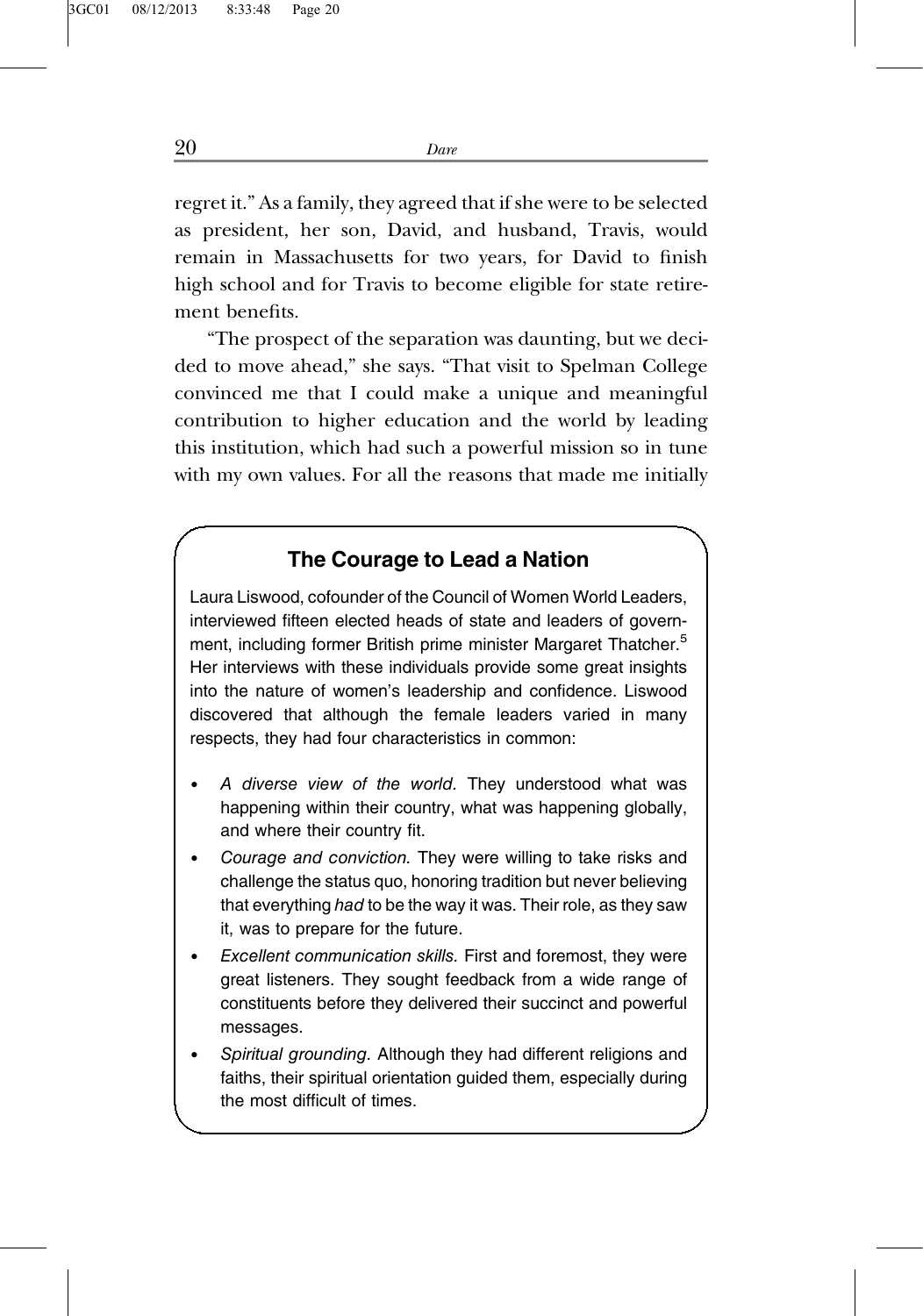regret it." As a family, they agreed that if she were to be selected as president, her son, David, and husband, Travis, would remain in Massachusetts for two years, for David to finish high school and for Travis to become eligible for state retirement benefits.

"The prospect of the separation was daunting, but we decided to move ahead," she says. "That visit to Spelman College convinced me that I could make a unique and meaningful contribution to higher education and the world by leading this institution, which had such a powerful mission so in tune with my own values. For all the reasons that made me initially

### The Courage to Lead a Nation

Laura Liswood, cofounder of the Council of Women World Leaders, interviewed fifteen elected heads of state and leaders of government, including former British prime minister Margaret Thatcher.[5] Her interviews with these individuals provide some great insights into the nature of women's leadership and confidence. Liswood discovered that although the female leaders varied in many respects, they had four characteristics in common:

- *A diverse view of the world.* They understood what was happening within their country, what was happening globally, and where their country fit.
- *Courage and conviction.* They were willing to take risks and challenge the status quo, honoring tradition but never believing that everything *had* to be the way it was. Their role, as they saw it, was to prepare for the future.
- *Excellent communication skills.* First and foremost, they were great listeners. They sought feedback from a wide range of constituents before they delivered their succinct and powerful messages.
- *Spiritual grounding.* Although they had different religions and faiths, their spiritual orientation guided them, especially during the most difficult of times.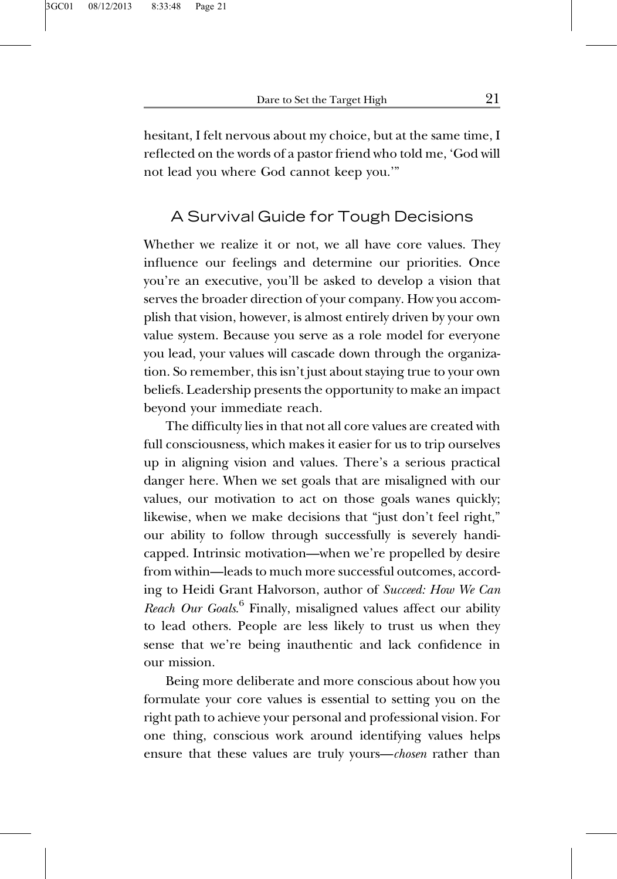hesitant, I felt nervous about my choice, but at the same time, I reflected on the words of a pastor friend who told me, 'God will not lead you where God cannot keep you.'"

## A Survival Guide for Tough Decisions

Whether we realize it or not, we all have core values. They influence our feelings and determine our priorities. Once you're an executive, you'll be asked to develop a vision that serves the broader direction of your company. How you accomplish that vision, however, is almost entirely driven by your own value system. Because you serve as a role model for everyone you lead, your values will cascade down through the organization. So remember, this isn't just about staying true to your own beliefs. Leadership presents the opportunity to make an impact beyond your immediate reach.

The difficulty lies in that not all core values are created with full consciousness, which makes it easier for us to trip ourselves up in aligning vision and values. There's a serious practical danger here. When we set goals that are misaligned with our values, our motivation to act on those goals wanes quickly; likewise, when we make decisions that "just don't feel right," our ability to follow through successfully is severely handicapped. Intrinsic motivation—when we're propelled by desire from within—leads to much more successful outcomes, according to Heidi Grant Halvorson, author of *Succeed: How We Can Reach Our Goals*.[6] Finally, misaligned values affect our ability to lead others. People are less likely to trust us when they sense that we're being inauthentic and lack confidence in our mission.

Being more deliberate and more conscious about how you formulate your core values is essential to setting you on the right path to achieve your personal and professional vision. For one thing, conscious work around identifying values helps ensure that these values are truly yours—*chosen* rather than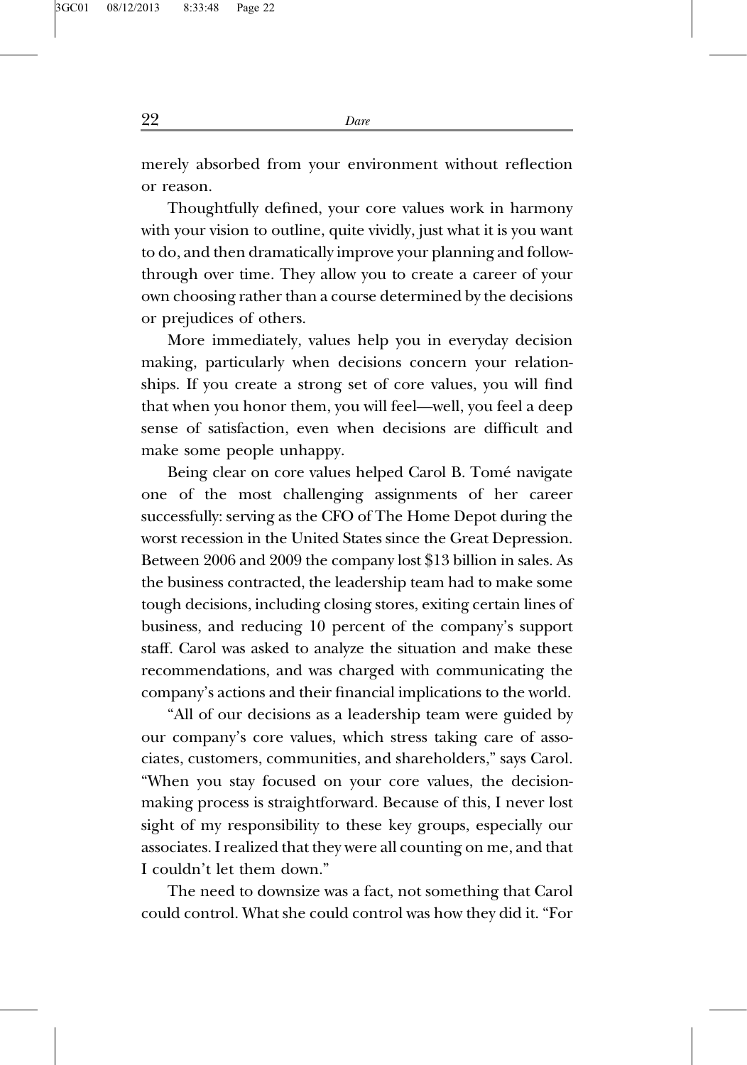merely absorbed from your environment without reflection or reason.

Thoughtfully defined, your core values work in harmony with your vision to outline, quite vividly, just what it is you want to do, and then dramatically improve your planning and follow-through over time. They allow you to create a career of your own choosing rather than a course determined by the decisions or prejudices of others.

More immediately, values help you in everyday decision making, particularly when decisions concern your relationships. If you create a strong set of core values, you will find that when you honor them, you will feel—well, you feel a deep sense of satisfaction, even when decisions are difficult and make some people unhappy.

Being clear on core values helped Carol B. Tomé navigate one of the most challenging assignments of her career successfully: serving as the CFO of The Home Depot during the worst recession in the United States since the Great Depression. Between 2006 and 2009 the company lost $13 billion in sales. As the business contracted, the leadership team had to make some tough decisions, including closing stores, exiting certain lines of business, and reducing 10 percent of the company's support staff. Carol was asked to analyze the situation and make these recommendations, and was charged with communicating the company's actions and their financial implications to the world.

"All of our decisions as a leadership team were guided by our company's core values, which stress taking care of associates, customers, communities, and shareholders," says Carol. "When you stay focused on your core values, the decision-making process is straightforward. Because of this, I never lost sight of my responsibility to these key groups, especially our associates. I realized that they were all counting on me, and that I couldn't let them down."

The need to downsize was a fact, not something that Carol could control. What she could control was how they did it. "For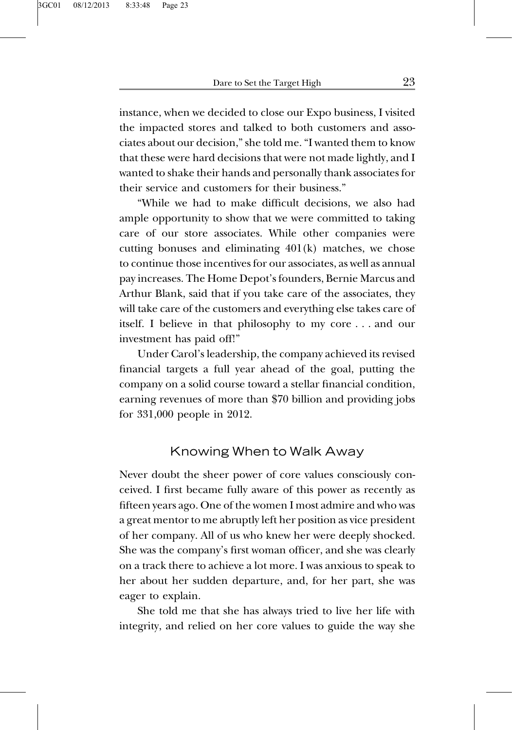instance, when we decided to close our Expo business, I visited the impacted stores and talked to both customers and associates about our decision," she told me. "I wanted them to know that these were hard decisions that were not made lightly, and I wanted to shake their hands and personally thank associates for their service and customers for their business."

"While we had to make difficult decisions, we also had ample opportunity to show that we were committed to taking care of our store associates. While other companies were cutting bonuses and eliminating 401(k) matches, we chose to continue those incentives for our associates, as well as annual pay increases. The Home Depot's founders, Bernie Marcus and Arthur Blank, said that if you take care of the associates, they will take care of the customers and everything else takes care of itself. I believe in that philosophy to my core . . . and our investment has paid off!"

Under Carol's leadership, the company achieved its revised financial targets a full year ahead of the goal, putting the company on a solid course toward a stellar financial condition, earning revenues of more than $70 billion and providing jobs for 331,000 people in 2012.

## Knowing When to Walk Away

Never doubt the sheer power of core values consciously conceived. I first became fully aware of this power as recently as fifteen years ago. One of the women I most admire and who was a great mentor to me abruptly left her position as vice president of her company. All of us who knew her were deeply shocked. She was the company's first woman officer, and she was clearly on a track there to achieve a lot more. I was anxious to speak to her about her sudden departure, and, for her part, she was eager to explain.

She told me that she has always tried to live her life with integrity, and relied on her core values to guide the way she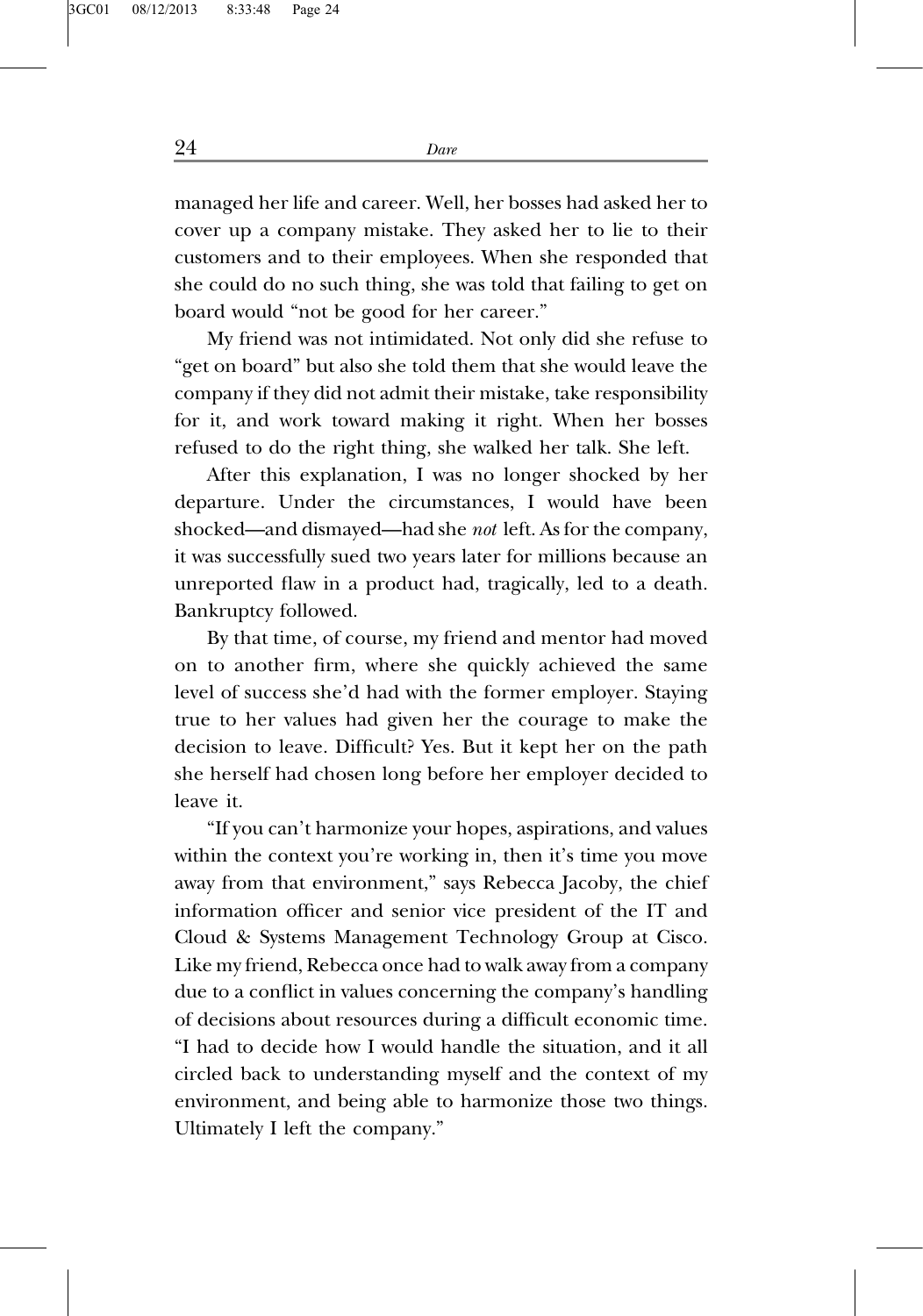managed her life and career. Well, her bosses had asked her to cover up a company mistake. They asked her to lie to their customers and to their employees. When she responded that she could do no such thing, she was told that failing to get on board would "not be good for her career."

My friend was not intimidated. Not only did she refuse to "get on board" but also she told them that she would leave the company if they did not admit their mistake, take responsibility for it, and work toward making it right. When her bosses refused to do the right thing, she walked her talk. She left.

After this explanation, I was no longer shocked by her departure. Under the circumstances, I would have been shocked—and dismayed—had she *not* left. As for the company, it was successfully sued two years later for millions because an unreported flaw in a product had, tragically, led to a death. Bankruptcy followed.

By that time, of course, my friend and mentor had moved on to another firm, where she quickly achieved the same level of success she'd had with the former employer. Staying true to her values had given her the courage to make the decision to leave. Difficult? Yes. But it kept her on the path she herself had chosen long before her employer decided to leave it.

"If you can't harmonize your hopes, aspirations, and values within the context you're working in, then it's time you move away from that environment," says Rebecca Jacoby, the chief information officer and senior vice president of the IT and Cloud & Systems Management Technology Group at Cisco. Like my friend, Rebecca once had to walk away from a company due to a conflict in values concerning the company's handling of decisions about resources during a difficult economic time. "I had to decide how I would handle the situation, and it all circled back to understanding myself and the context of my environment, and being able to harmonize those two things. Ultimately I left the company."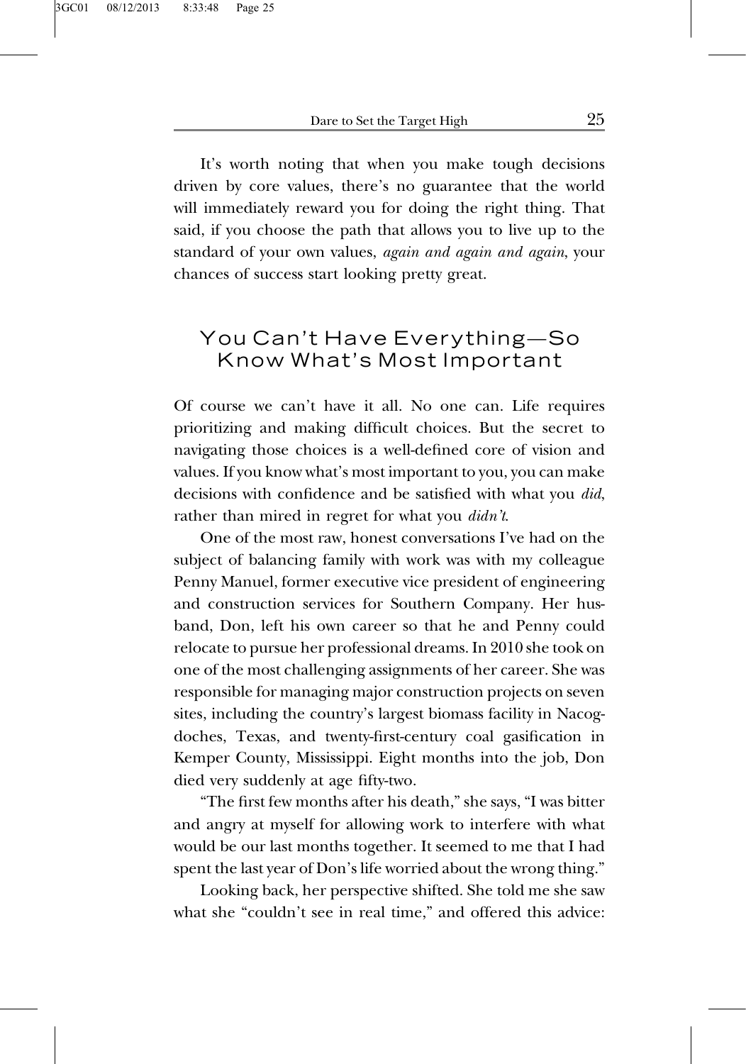It's worth noting that when you make tough decisions driven by core values, there's no guarantee that the world will immediately reward you for doing the right thing. That said, if you choose the path that allows you to live up to the standard of your own values, *again and again and again*, your chances of success start looking pretty great.

## You Can't Have Everything—So Know What's Most Important

Of course we can't have it all. No one can. Life requires prioritizing and making difficult choices. But the secret to navigating those choices is a well-defined core of vision and values. If you know what's most important to you, you can make decisions with confidence and be satisfied with what you *did*, rather than mired in regret for what you *didn't*.

One of the most raw, honest conversations I've had on the subject of balancing family with work was with my colleague Penny Manuel, former executive vice president of engineering and construction services for Southern Company. Her husband, Don, left his own career so that he and Penny could relocate to pursue her professional dreams. In 2010 she took on one of the most challenging assignments of her career. She was responsible for managing major construction projects on seven sites, including the country's largest biomass facility in Nacogdoches, Texas, and twenty-first-century coal gasification in Kemper County, Mississippi. Eight months into the job, Don died very suddenly at age fifty-two.

"The first few months after his death," she says, "I was bitter and angry at myself for allowing work to interfere with what would be our last months together. It seemed to me that I had spent the last year of Don's life worried about the wrong thing."

Looking back, her perspective shifted. She told me she saw what she "couldn't see in real time," and offered this advice: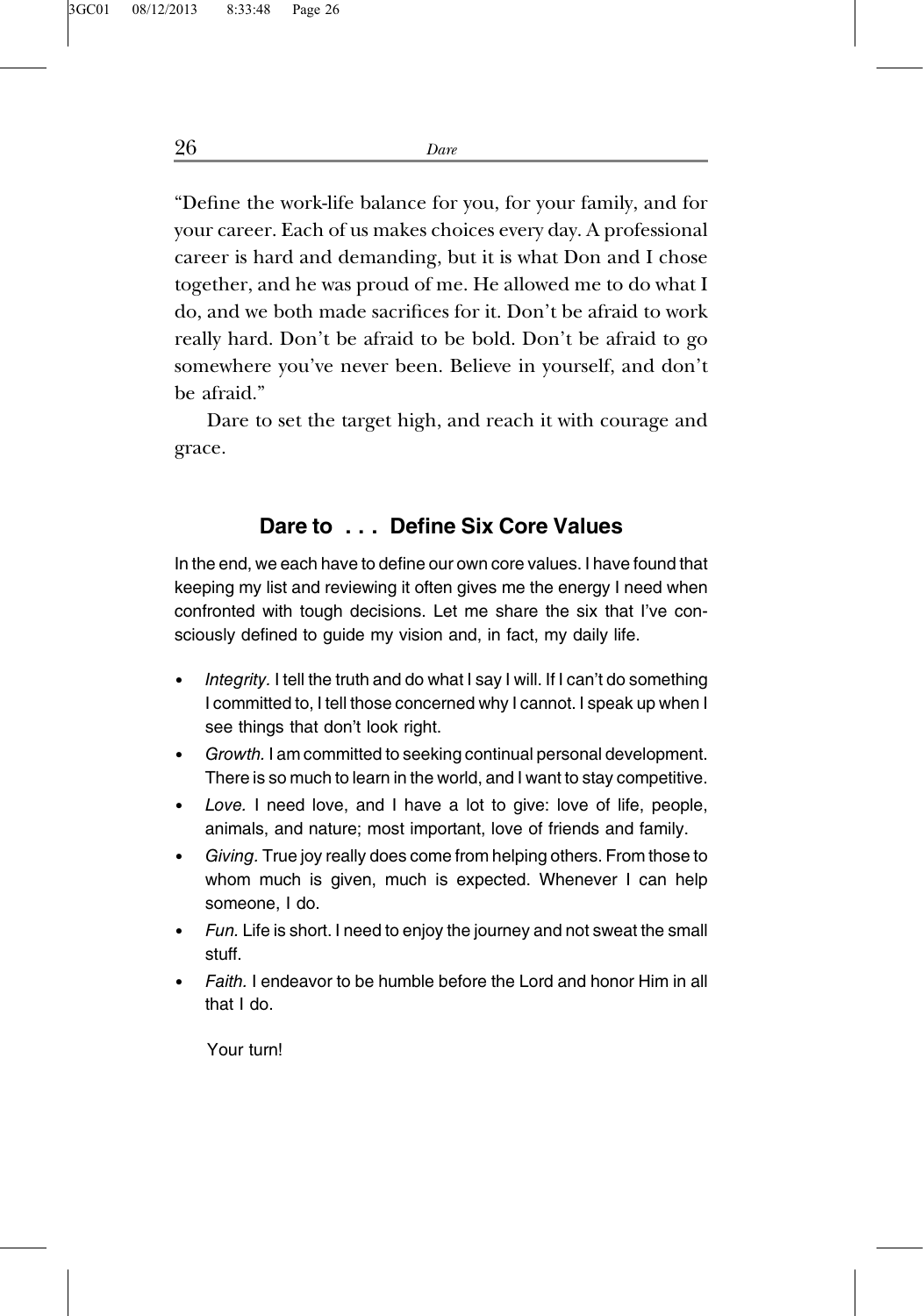"Define the work-life balance for you, for your family, and for your career. Each of us makes choices every day. A professional career is hard and demanding, but it is what Don and I chose together, and he was proud of me. He allowed me to do what I do, and we both made sacrifices for it. Don't be afraid to work really hard. Don't be afraid to be bold. Don't be afraid to go somewhere you've never been. Believe in yourself, and don't be afraid."

Dare to set the target high, and reach it with courage and grace.

## Dare to . . . Define Six Core Values

In the end, we each have to define our own core values. I have found that keeping my list and reviewing it often gives me the energy I need when confronted with tough decisions. Let me share the six that I've consciously defined to guide my vision and, in fact, my daily life.

- *Integrity.* I tell the truth and do what I say I will. If I can't do something I committed to, I tell those concerned why I cannot. I speak up when I see things that don't look right.
- *Growth.* I am committed to seeking continual personal development. There is so much to learn in the world, and I want to stay competitive.
- *Love.* I need love, and I have a lot to give: love of life, people, animals, and nature; most important, love of friends and family.
- *Giving.* True joy really does come from helping others. From those to whom much is given, much is expected. Whenever I can help someone, I do.
- *Fun.* Life is short. I need to enjoy the journey and not sweat the small stuff.
- *Faith.* I endeavor to be humble before the Lord and honor Him in all that I do.

Your turn!